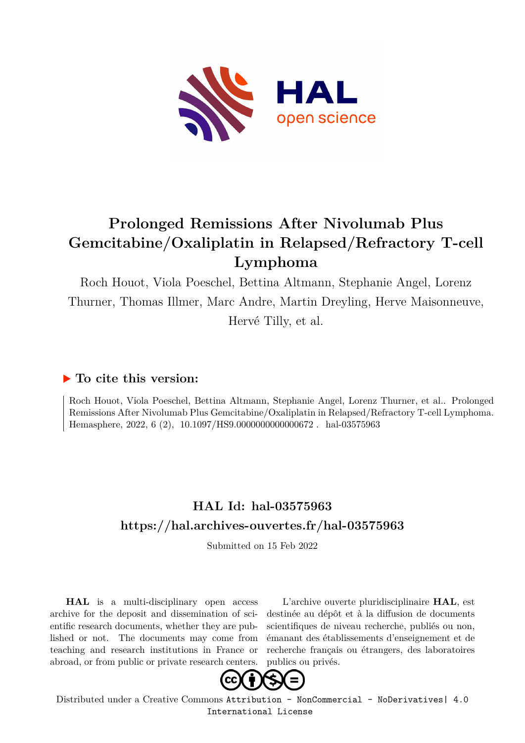# Prolonged Remissions After Nivolumab Plus Gemcitabine/Oxaliplatin in Relapsed/Refractory T-cell Lymphoma

Roch Houot, Viola Poeschel, Bettina Altmann, Stephanie Angel, Lorenz Thurner, Thomas Illmer, Marc Andre, Martin Dreyling, Herve Maisonneuve, Hervé Tilly, et al.

## ▶ To cite this version:

Roch Houot, Viola Poeschel, Bettina Altmann, Stephanie Angel, Lorenz Thurner, et al.. Prolonged Remissions After Nivolumab Plus Gemcitabine/Oxaliplatin in Relapsed/Refractory T-cell Lymphoma. Hemasphere, 2022, 6 (2), 10.1097/HS9.0000000000000672 . hal-03575963

## HAL Id: hal-03575963

## https://hal.archives-ouvertes.fr/hal-03575963

Submitted on 15 Feb 2022

**HAL** is a multi-disciplinary open access archive for the deposit and dissemination of scientific research documents, whether they are published or not. The documents may come from teaching and research institutions in France or abroad, or from public or private research centers.

L'archive ouverte pluridisciplinaire **HAL**, est destinée au dépôt et à la diffusion de documents scientifiques de niveau recherche, publiés ou non, émanant des établissements d'enseignement et de recherche français ou étrangers, des laboratoires publics ou privés.

Distributed under a Creative Commons Attribution - NonCommercial - NoDerivatives| 4.0 International License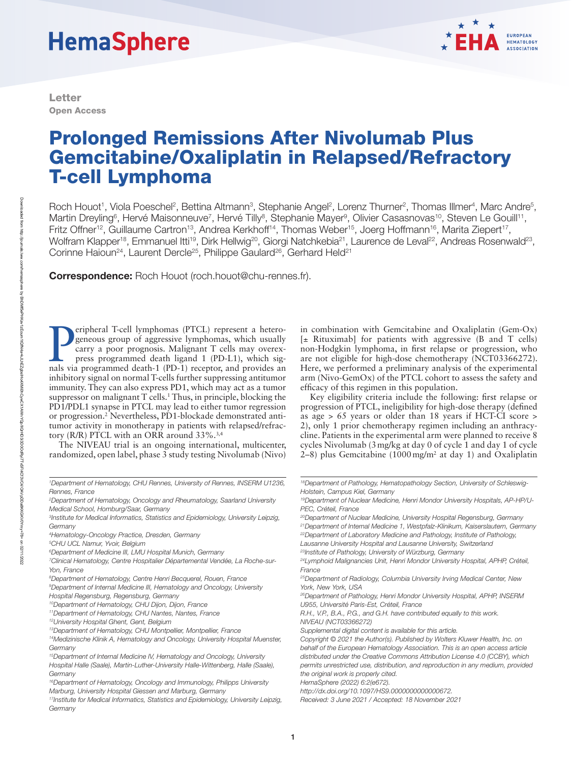Letter

Open Access

# Prolonged Remissions After Nivolumab Plus Gemcitabine/Oxaliplatin in Relapsed/Refractory T-cell Lymphoma

Roch Houot[1], Viola Poeschel[2], Bettina Altmann[3], Stephanie Angel[2], Lorenz Thurner[2], Thomas Illmer[4], Marc Andre[5], Martin Dreyling[6], Hervé Maisonneuve[7], Hervé Tilly[8], Stephanie Mayer[9], Olivier Casasnovas[10], Steven Le Gouill[11], Fritz Offner[12], Guillaume Cartron[13], Andrea Kerkhoff[14], Thomas Weber[15], Joerg Hoffmann[16], Marita Ziepert[17], Wolfram Klapper[18], Emmanuel Itti[19], Dirk Hellwig[20], Giorgi Natchkebia[21], Laurence de Leval[22], Andreas Rosenwald[23], Corinne Haioun[24], Laurent Dercle[25], Philippe Gaulard[26], Gerhard Held[21]

**Correspondence:** Roch Houot (roch.houot@chu-rennes.fr).

Peripheral T-cell lymphomas (PTCL) represent a heterogeneous group of aggressive lymphomas, which usually carry a poor prognosis. Malignant T cells may overexpress programmed death ligand 1 (PD-L1), which signals via programmed death-1 (PD-1) receptor, and provides an inhibitory signal on normal T-cells further suppressing antitumor immunity. They can also express PD1, which may act as a tumor suppressor on malignant T cells.[1] Thus, in principle, blocking the PD1/PDL1 synapse in PTCL may lead to either tumor regression or progression.[2] Nevertheless, PD1-blockade demonstrated antitumor activity in monotherapy in patients with relapsed/refractory (R/R) PTCL with an ORR around 33%.[3,4]

The NIVEAU trial is an ongoing international, multicenter, randomized, open label, phase 3 study testing Nivolumab (Nivo) in combination with Gemcitabine and Oxaliplatin (Gem-Ox) [± Rituximab] for patients with aggressive (B and T cells) non-Hodgkin lymphoma, in first relapse or progression, who are not eligible for high-dose chemotherapy (NCT03366272). Here, we performed a preliminary analysis of the experimental arm (Nivo-GemOx) of the PTCL cohort to assess the safety and efficacy of this regimen in this population.

Key eligibility criteria include the following: first relapse or progression of PTCL, ineligibility for high-dose therapy (defined as age > 65 years or older than 18 years if HCT-CI score > 2), only 1 prior chemotherapy regimen including an anthracycline. Patients in the experimental arm were planned to receive 8 cycles Nivolumab (3 mg/kg at day 0 of cycle 1 and day 1 of cycle 2–8) plus Gemcitabine (1000 mg/m$^2$ at day 1) and Oxaliplatin

[1]Department of Hematology, CHU Rennes, University of Rennes, INSERM U1236, Rennes, France
[2]Department of Hematology, Oncology and Rheumatology, Saarland University Medical School, Homburg/Saar, Germany
[3]Institute for Medical Informatics, Statistics and Epidemiology, University Leipzig, Germany
[4]Hematology-Oncology Practice, Dresden, Germany
[5]CHU UCL Namur, Yvoir, Belgium
[6]Department of Medicine III, LMU Hospital Munich, Germany
[7]Clinical Hematology, Centre Hospitalier Départemental Vendée, La Roche-sur-Yon, France
[8]Department of Hematology, Centre Henri Becquerel, Rouen, France
[9]Department of Internal Medicine III, Hematology and Oncology, University Hospital Regensburg, Regensburg, Germany
[10]Department of Hematology, CHU Dijon, Dijon, France
[11]Department of Hematology, CHU Nantes, Nantes, France
[12]University Hospital Ghent, Gent, Belgium
[13]Department of Hematology, CHU Montpellier, Montpellier, France
[14]Medizinische Klinik A, Hematology and Oncology, University Hospital Muenster, Germany
[15]Department of Internal Medicine IV, Hematology and Oncology, University Hospital Halle (Saale), Martin-Luther-University Halle-Wittenberg, Halle (Saale), Germany
[16]Department of Hematology, Oncology and Immunology, Philipps University Marburg, University Hospital Giessen and Marburg, Germany
[17]Institute for Medical Informatics, Statistics and Epidemiology, University Leipzig, Germany
[18]Department of Pathology, Hematopathology Section, University of Schleswig-Holstein, Campus Kiel, Germany
[19]Department of Nuclear Medicine, Henri Mondor University Hospitals, AP-HP/U-PEC, Créteil, France
[20]Department of Nuclear Medicine, University Hospital Regensburg, Germany
[21]Department of Internal Medicine 1, Westpfalz-Klinikum, Kaiserslautern, Germany
[22]Department of Laboratory Medicine and Pathology, Institute of Pathology, Lausanne University Hospital and Lausanne University, Switzerland
[23]Institute of Pathology, University of Würzburg, Germany
[24]Lymphoid Malignancies Unit, Henri Mondor University Hospital, APHP, Créteil, France
[25]Department of Radiology, Columbia University Irving Medical Center, New York, New York, USA
[26]Department of Pathology, Henri Mondor University Hospital, APHP, INSERM U955, Université Paris-Est, Créteil, France

R.H., V.P., B.A., P.G., and G.H. have contributed equally to this work.
NIVEAU (NCT03366272)
Supplemental digital content is available for this article.
Copyright © 2021 the Author(s). Published by Wolters Kluwer Health, Inc. on behalf of the European Hematology Association. This is an open access article distributed under the Creative Commons Attribution License 4.0 (CCBY), which permits unrestricted use, distribution, and reproduction in any medium, provided the original work is properly cited.
HemaSphere (2022) 6:2(e672).
http://dx.doi.org/10.1097/HS9.0000000000000672.
Received: 3 June 2021 / Accepted: 18 November 2021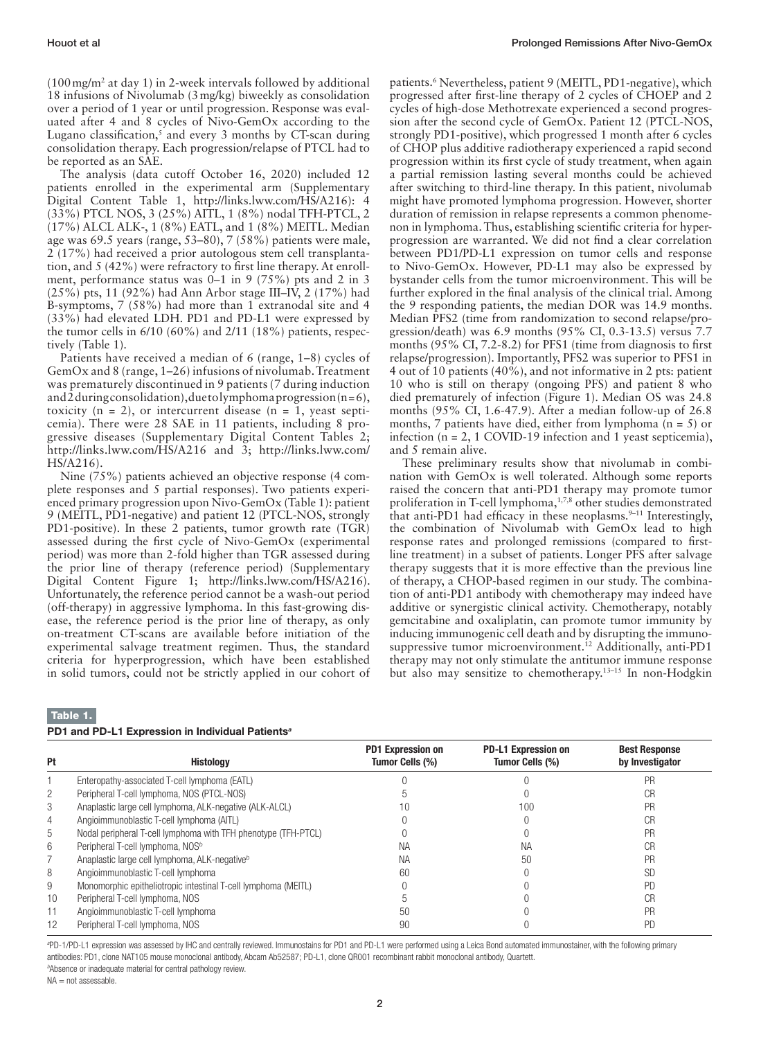(100 mg/m² at day 1) in 2-week intervals followed by additional 18 infusions of Nivolumab (3 mg/kg) biweekly as consolidation over a period of 1 year or until progression. Response was evaluated after 4 and 8 cycles of Nivo-GemOx according to the Lugano classification,[5] and every 3 months by CT-scan during consolidation therapy. Each progression/relapse of PTCL had to be reported as an SAE.

The analysis (data cutoff October 16, 2020) included 12 patients enrolled in the experimental arm (Supplementary Digital Content Table 1, http://links.lww.com/HS/A216): 4 (33%) PTCL NOS, 3 (25%) AITL, 1 (8%) nodal TFH-PTCL, 2 (17%) ALCL ALK-, 1 (8%) EATL, and 1 (8%) MEITL. Median age was 69.5 years (range, 53–80), 7 (58%) patients were male, 2 (17%) had received a prior autologous stem cell transplantation, and 5 (42%) were refractory to first line therapy. At enrollment, performance status was 0–1 in 9 (75%) pts and 2 in 3 (25%) pts, 11 (92%) had Ann Arbor stage III–IV, 2 (17%) had B-symptoms, 7 (58%) had more than 1 extranodal site and 4 (33%) had elevated LDH. PD1 and PD-L1 were expressed by the tumor cells in 6/10 (60%) and 2/11 (18%) patients, respectively (Table 1).

Patients have received a median of 6 (range, 1–8) cycles of GemOx and 8 (range, 1–26) infusions of nivolumab. Treatment was prematurely discontinued in 9 patients (7 during induction and 2 during consolidation), due to lymphoma progression (n = 6), toxicity (n = 2), or intercurrent disease (n = 1, yeast septicemia). There were 28 SAE in 11 patients, including 8 progressive diseases (Supplementary Digital Content Tables 2; http://links.lww.com/HS/A216 and 3; http://links.lww.com/HS/A216).

Nine (75%) patients achieved an objective response (4 complete responses and 5 partial responses). Two patients experienced primary progression upon Nivo-GemOx (Table 1): patient 9 (MEITL, PD1-negative) and patient 12 (PTCL-NOS, strongly PD1-positive). In these 2 patients, tumor growth rate (TGR) assessed during the first cycle of Nivo-GemOx (experimental period) was more than 2-fold higher than TGR assessed during the prior line of therapy (reference period) (Supplementary Digital Content Figure 1; http://links.lww.com/HS/A216). Unfortunately, the reference period cannot be a wash-out period (off-therapy) in aggressive lymphoma. In this fast-growing disease, the reference period is the prior line of therapy, as only on-treatment CT-scans are available before initiation of the experimental salvage treatment regimen. Thus, the standard criteria for hyperprogression, which have been established in solid tumors, could not be strictly applied in our cohort of patients.[6] Nevertheless, patient 9 (MEITL, PD1-negative), which progressed after first-line therapy of 2 cycles of CHOEP and 2 cycles of high-dose Methotrexate experienced a second progression after the second cycle of GemOx. Patient 12 (PTCL-NOS, strongly PD1-positive), which progressed 1 month after 6 cycles of CHOP plus additive radiotherapy experienced a rapid second progression within its first cycle of study treatment, when again a partial remission lasting several months could be achieved after switching to third-line therapy. In this patient, nivolumab might have promoted lymphoma progression. However, shorter duration of remission in relapse represents a common phenomenon in lymphoma. Thus, establishing scientific criteria for hyperprogression are warranted. We did not find a clear correlation between PD1/PD-L1 expression on tumor cells and response to Nivo-GemOx. However, PD-L1 may also be expressed by bystander cells from the tumor microenvironment. This will be further explored in the final analysis of the clinical trial. Among the 9 responding patients, the median DOR was 14.9 months. Median PFS2 (time from randomization to second relapse/progression/death) was 6.9 months (95% CI, 0.3-13.5) versus 7.7 months (95% CI, 7.2-8.2) for PFS1 (time from diagnosis to first relapse/progression). Importantly, PFS2 was superior to PFS1 in 4 out of 10 patients (40%), and not informative in 2 pts: patient 10 who is still on therapy (ongoing PFS) and patient 8 who died prematurely of infection (Figure 1). Median OS was 24.8 months (95% CI, 1.6-47.9). After a median follow-up of 26.8 months, 7 patients have died, either from lymphoma (n = 5) or infection (n = 2, 1 COVID-19 infection and 1 yeast septicemia), and 5 remain alive.

These preliminary results show that nivolumab in combination with GemOx is well tolerated. Although some reports raised the concern that anti-PD1 therapy may promote tumor proliferation in T-cell lymphoma,[1,7,8] other studies demonstrated that anti-PD1 had efficacy in these neoplasms.[9–11] Interestingly, the combination of Nivolumab with GemOx lead to high response rates and prolonged remissions (compared to first-line treatment) in a subset of patients. Longer PFS after salvage therapy suggests that it is more effective than the previous line of therapy, a CHOP-based regimen in our study. The combination of anti-PD1 antibody with chemotherapy may indeed have additive or synergistic clinical activity. Chemotherapy, notably gemcitabine and oxaliplatin, can promote tumor immunity by inducing immunogenic cell death and by disrupting the immunosuppressive tumor microenvironment.[12] Additionally, anti-PD1 therapy may not only stimulate the antitumor immune response but also may sensitize to chemotherapy.[13–15] In non-Hodgkin

**Table 1.**

**PD1 and PD-L1 Expression in Individual Patients**[a]

| Pt | Histology | PD1 Expression on Tumor Cells (%) | PD-L1 Expression on Tumor Cells (%) | Best Response by Investigator |
|---|---|---|---|---|
| 1 | Enteropathy-associated T-cell lymphoma (EATL) | 0 | 0 | PR |
| 2 | Peripheral T-cell lymphoma, NOS (PTCL-NOS) | 5 | 0 | CR |
| 3 | Anaplastic large cell lymphoma, ALK-negative (ALK-ALCL) | 10 | 100 | PR |
| 4 | Angioimmunoblastic T-cell lymphoma (AITL) | 0 | 0 | CR |
| 5 | Nodal peripheral T-cell lymphoma with TFH phenotype (TFH-PTCL) | 0 | 0 | PR |
| 6 | Peripheral T-cell lymphoma, NOS[b] | NA | NA | CR |
| 7 | Anaplastic large cell lymphoma, ALK-negative[b] | NA | 50 | PR |
| 8 | Angioimmunoblastic T-cell lymphoma | 60 | 0 | SD |
| 9 | Monomorphic epitheliotropic intestinal T-cell lymphoma (MEITL) | 0 | 0 | PD |
| 10 | Peripheral T-cell lymphoma, NOS | 5 | 0 | CR |
| 11 | Angioimmunoblastic T-cell lymphoma | 50 | 0 | PR |
| 12 | Peripheral T-cell lymphoma, NOS | 90 | 0 | PD |

[a]PD-1/PD-L1 expression was assessed by IHC and centrally reviewed. Immunostains for PD1 and PD-L1 were performed using a Leica Bond automated immunostainer, with the following primary antibodies: PD1, clone NAT105 mouse monoclonal antibody, Abcam Ab52587; PD-L1, clone QR001 recombinant rabbit monoclonal antibody, Quartett.

[b]Absence or inadequate material for central pathology review.

NA = not assessable.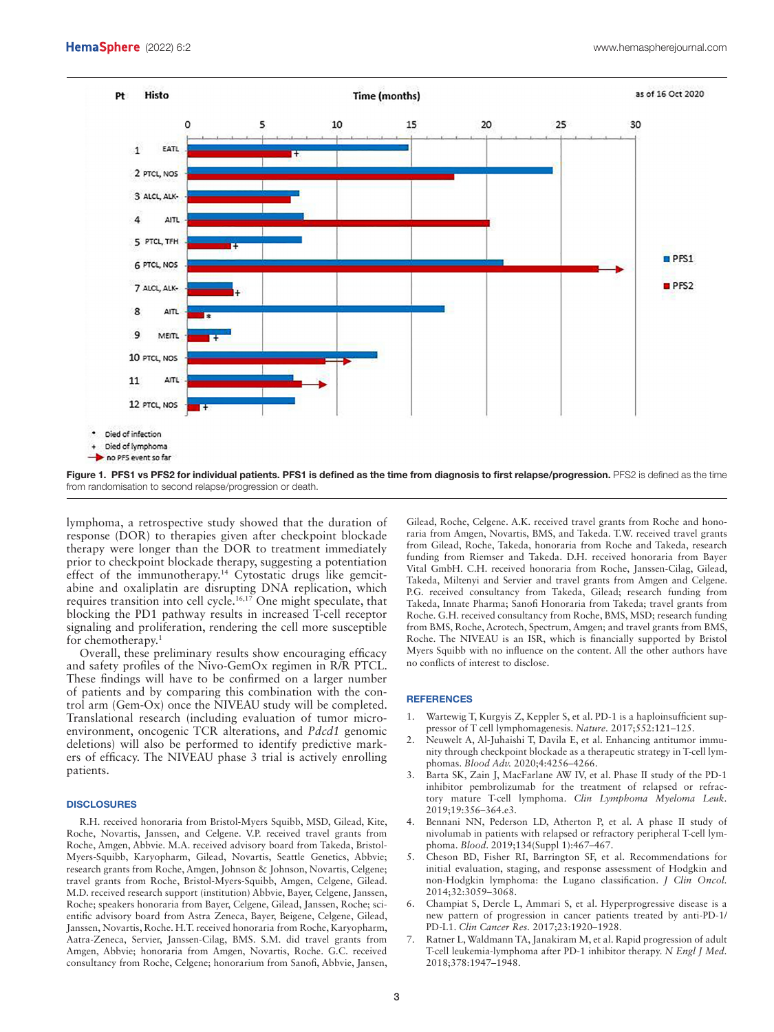Figure 1. PFS1 vs PFS2 for individual patients. PFS1 is defined as the time from diagnosis to first relapse/progression. PFS2 is defined as the time from randomisation to second relapse/progression or death.

lymphoma, a retrospective study showed that the duration of response (DOR) to therapies given after checkpoint blockade therapy were longer than the DOR to treatment immediately prior to checkpoint blockade therapy, suggesting a potentiation effect of the immunotherapy.[14] Cytostatic drugs like gemcitabine and oxaliplatin are disrupting DNA replication, which requires transition into cell cycle.[16,17] One might speculate, that blocking the PD1 pathway results in increased T-cell receptor signaling and proliferation, rendering the cell more susceptible for chemotherapy.[1]

Overall, these preliminary results show encouraging efficacy and safety profiles of the Nivo-GemOx regimen in R/R PTCL. These findings will have to be confirmed on a larger number of patients and by comparing this combination with the control arm (Gem-Ox) once the NIVEAU study will be completed. Translational research (including evaluation of tumor microenvironment, oncogenic TCR alterations, and *Pdcd1* genomic deletions) will also be performed to identify predictive markers of efficacy. The NIVEAU phase 3 trial is actively enrolling patients.

## DISCLOSURES

R.H. received honoraria from Bristol-Myers Squibb, MSD, Gilead, Kite, Roche, Novartis, Janssen, and Celgene. V.P. received travel grants from Roche, Amgen, Abbvie. M.A. received advisory board from Takeda, Bristol-Myers-Squibb, Karyopharm, Gilead, Novartis, Seattle Genetics, Abbvie; research grants from Roche, Amgen, Johnson & Johnson, Novartis, Celgene; travel grants from Roche, Bristol-Myers-Squibb, Amgen, Celgene, Gilead. M.D. received research support (institution) Abbvie, Bayer, Celgene, Janssen, Roche; speakers honoraria from Bayer, Celgene, Gilead, Janssen, Roche; scientific advisory board from Astra Zeneca, Bayer, Beigene, Celgene, Gilead, Janssen, Novartis, Roche. H.T. received honoraria from Roche, Karyopharm, Aatra-Zeneca, Servier, Janssen-Cilag, BMS. S.M. did travel grants from Amgen, Abbvie; honoraria from Amgen, Novartis, Roche. G.C. received consultancy from Roche, Celgene; honorarium from Sanofi, Abbvie, Jansen, Gilead, Roche, Celgene. A.K. received travel grants from Roche and honoraria from Amgen, Novartis, BMS, and Takeda. T.W. received travel grants from Gilead, Roche, Takeda, honoraria from Roche and Takeda, research funding from Riemser and Takeda. D.H. received honoraria from Bayer Vital GmbH. C.H. received honoraria from Roche, Janssen-Cilag, Gilead, Takeda, Miltenyi and Servier and travel grants from Amgen and Celgene. P.G. received consultancy from Takeda, Gilead; research funding from Takeda, Innate Pharma; Sanofi Honoraria from Takeda; travel grants from Roche. G.H. received consultancy from Roche, BMS, MSD; research funding from BMS, Roche, Acrotech, Spectrum, Amgen; and travel grants from BMS, Roche. The NIVEAU is an ISR, which is financially supported by Bristol Myers Squibb with no influence on the content. All the other authors have no conflicts of interest to disclose.

## REFERENCES

1. Wartewig T, Kurgyis Z, Keppler S, et al. PD-1 is a haploinsufficient suppressor of T cell lymphomagenesis. *Nature*. 2017;552:121–125.
2. Neuwelt A, Al-Juhaishi T, Davila E, et al. Enhancing antitumor immunity through checkpoint blockade as a therapeutic strategy in T-cell lymphomas. *Blood Adv.* 2020;4:4256–4266.
3. Barta SK, Zain J, MacFarlane AW IV, et al. Phase II study of the PD-1 inhibitor pembrolizumab for the treatment of relapsed or refractory mature T-cell lymphoma. *Clin Lymphoma Myeloma Leuk*. 2019;19:356–364.e3.
4. Bennani NN, Pederson LD, Atherton P, et al. A phase II study of nivolumab in patients with relapsed or refractory peripheral T-cell lymphoma. *Blood*. 2019;134(Suppl 1):467–467.
5. Cheson BD, Fisher RI, Barrington SF, et al. Recommendations for initial evaluation, staging, and response assessment of Hodgkin and non-Hodgkin lymphoma: the Lugano classification. *J Clin Oncol.* 2014;32:3059–3068.
6. Champiat S, Dercle L, Ammari S, et al. Hyperprogressive disease is a new pattern of progression in cancer patients treated by anti-PD-1/PD-L1. *Clin Cancer Res*. 2017;23:1920–1928.
7. Ratner L, Waldmann TA, Janakiram M, et al. Rapid progression of adult T-cell leukemia-lymphoma after PD-1 inhibitor therapy. *N Engl J Med.* 2018;378:1947–1948.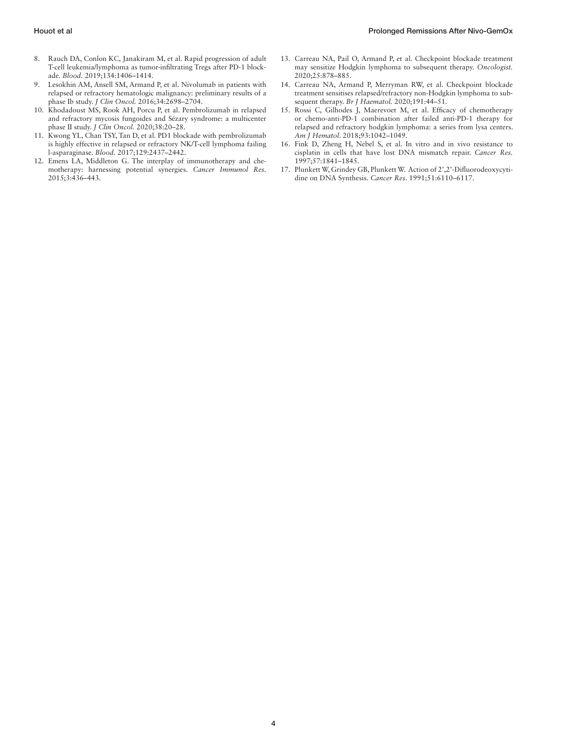8. Rauch DA, Conlon KC, Janakiram M, et al. Rapid progression of adult T-cell leukemia/lymphoma as tumor-infiltrating Tregs after PD-1 blockade. *Blood*. 2019;134:1406–1414.
9. Lesokhin AM, Ansell SM, Armand P, et al. Nivolumab in patients with relapsed or refractory hematologic malignancy: preliminary results of a phase Ib study. *J Clin Oncol.* 2016;34:2698–2704.
10. Khodadoust MS, Rook AH, Porcu P, et al. Pembrolizumab in relapsed and refractory mycosis fungoides and Sézary syndrome: a multicenter phase II study. *J Clin Oncol*. 2020;38:20–28.
11. Kwong YL, Chan TSY, Tan D, et al. PD1 blockade with pembrolizumab is highly effective in relapsed or refractory NK/T-cell lymphoma failing l-asparaginase. *Blood*. 2017;129:2437–2442.
12. Emens LA, Middleton G. The interplay of immunotherapy and chemotherapy: harnessing potential synergies. *Cancer Immunol Res.* 2015;3:436–443.
13. Carreau NA, Pail O, Armand P, et al. Checkpoint blockade treatment may sensitize Hodgkin lymphoma to subsequent therapy. *Oncologist*. 2020;25:878–885.
14. Carreau NA, Armand P, Merryman RW, et al. Checkpoint blockade treatment sensitises relapsed/refractory non-Hodgkin lymphoma to subsequent therapy. *Br J Haematol.* 2020;191:44–51.
15. Rossi C, Gilhodes J, Maerevoet M, et al. Efficacy of chemotherapy or chemo-anti-PD-1 combination after failed anti-PD-1 therapy for relapsed and refractory hodgkin lymphoma: a series from lysa centers. *Am J Hematol*. 2018;93:1042–1049.
16. Fink D, Zheng H, Nebel S, et al. In vitro and in vivo resistance to cisplatin in cells that have lost DNA mismatch repair. *Cancer Res.* 1997;57:1841–1845.
17. Plunkett W, Grindey GB, Plunkett W. Action of 2',2'-Difluorodeoxycytidine on DNA Synthesis. *Cancer Res*. 1991;51:6110–6117.